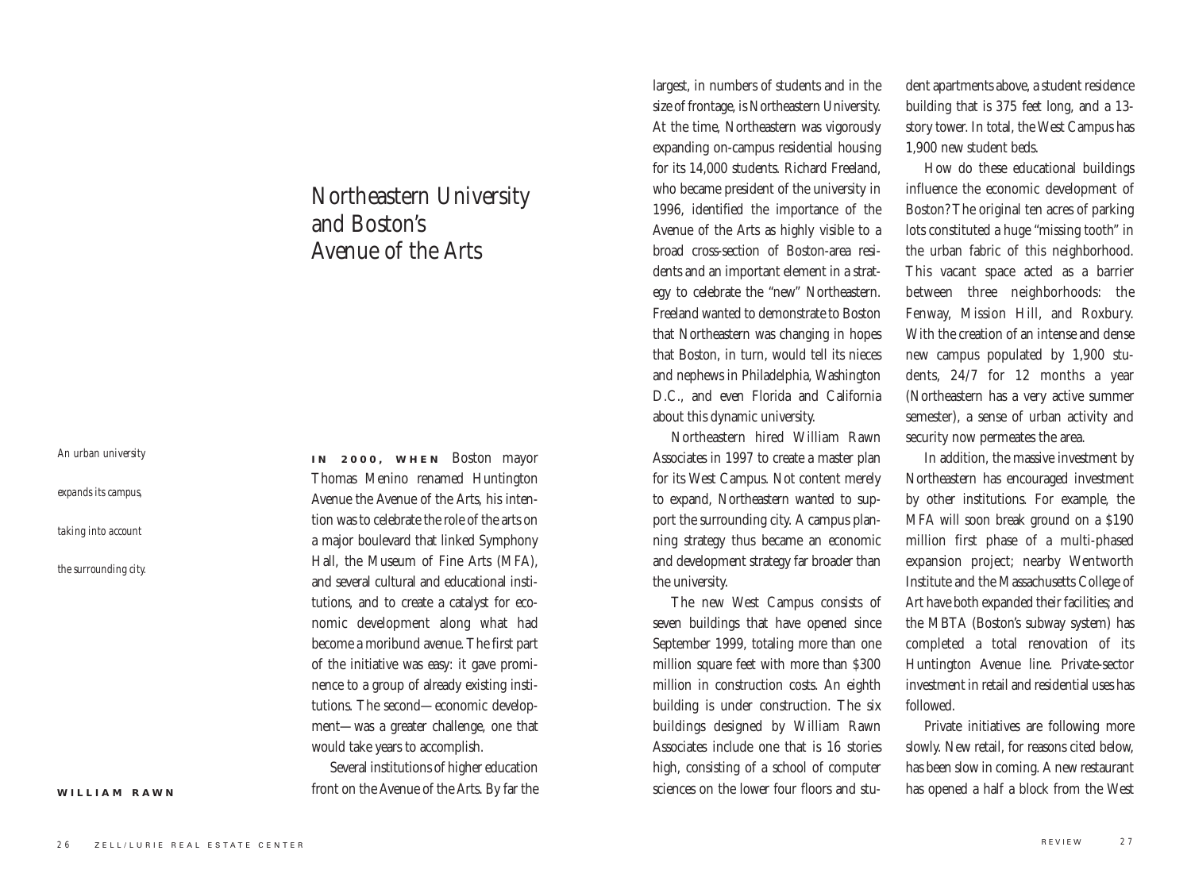# Northeastern University and Boston's Avenue of the Arts

*An urban university expands its campus, taking into account the surrounding city.*

**WILLIAM RAWN**

**IN 2000, WHEN** Boston mayor Thomas Menino renamed Huntington Avenue the Avenue of the Arts, his intention was to celebrate the role of the arts on a major boulevard that linked Symphony Hall, the Museum of Fine Arts (MFA), and several cultural and educational institutions, and to create a catalyst for economic development along what had become a moribund avenue. The first part of the initiative was easy: it gave prominence to a group of already existing institutions. The second—economic development—was a greater challenge, one that would take years to accomplish.

Several institutions of higher education front on the Avenue of the Arts. By far the largest, in numbers of students and in the size of frontage, is Northeastern University. At the time, Northeastern was vigorously expanding on-campus residential housing for its 14,000 students. Richard Freeland, who became president of the university in 1996, identified the importance of the Avenue of the Arts as highly visible to a broad cross-section of Boston-area residents and an important element in a strategy to celebrate the "new" Northeastern. Freeland wanted to demonstrate to Boston that Northeastern was changing in hopes that Boston, in turn, would tell its nieces and nephews in Philadelphia, Washington D.C., and even Florida and California about this dynamic university.

Northeastern hired William Rawn Associates in 1997 to create a master plan for its West Campus. Not content merely to expand, Northeastern wanted to support the surrounding city. A campus planning strategy thus became an economic and development strategy far broader than the university.

The new West Campus consists of seven buildings that have opened since September 1999, totaling more than one million square feet with more than $300 million in construction costs. An eighth building is under construction. The six buildings designed by William Rawn Associates include one that is 16 stories high, consisting of a school of computer sciences on the lower four floors and student apartments above, a student residence building that is 375 feet long, and a 13-story tower. In total, the West Campus has 1,900 new student beds.

How do these educational buildings influence the economic development of Boston? The original ten acres of parking lots constituted a huge "missing tooth" in the urban fabric of this neighborhood. This vacant space acted as a barrier between three neighborhoods: the Fenway, Mission Hill, and Roxbury. With the creation of an intense and dense new campus populated by 1,900 students, 24/7 for 12 months a year (Northeastern has a very active summer semester), a sense of urban activity and security now permeates the area.

In addition, the massive investment by Northeastern has encouraged investment by other institutions. For example, the MFA will soon break ground on a $190 million first phase of a multi-phased expansion project; nearby Wentworth Institute and the Massachusetts College of Art have both expanded their facilities; and the MBTA (Boston's subway system) has completed a total renovation of its Huntington Avenue line. Private-sector investment in retail and residential uses has followed.

Private initiatives are following more slowly. New retail, for reasons cited below, has been slow in coming. A new restaurant has opened a half a block from the West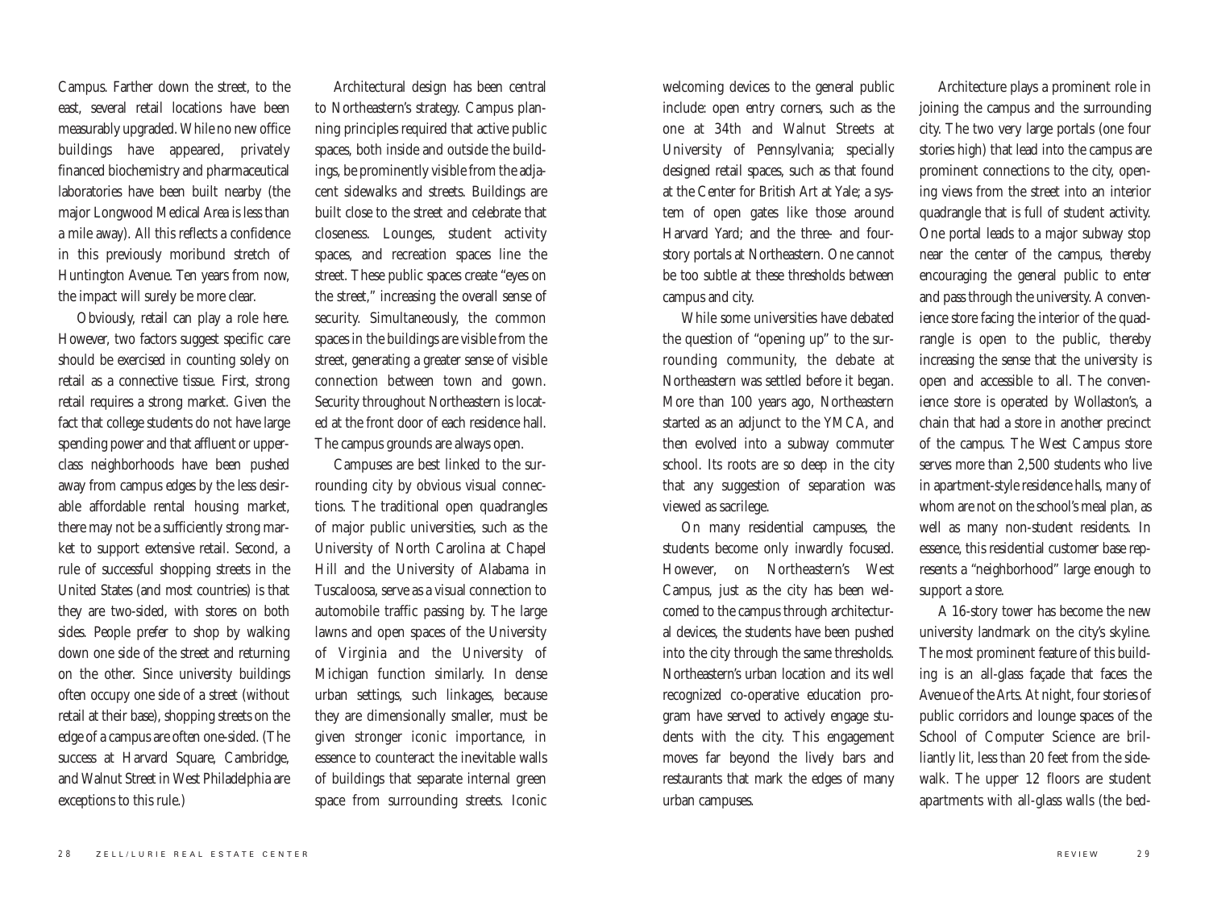Campus. Farther down the street, to the east, several retail locations have been measurably upgraded. While no new office buildings have appeared, privately financed biochemistry and pharmaceutical laboratories have been built nearby (the major Longwood Medical Area is less than a mile away). All this reflects a confidence in this previously moribund stretch of Huntington Avenue. Ten years from now, the impact will surely be more clear.

Obviously, retail can play a role here. However, two factors suggest specific care should be exercised in counting solely on retail as a connective tissue. First, strong retail requires a strong market. Given the fact that college students do not have large spending power and that affluent or upper-class neighborhoods have been pushed away from campus edges by the less desirable affordable rental housing market, there may not be a sufficiently strong market to support extensive retail. Second, a rule of successful shopping streets in the United States (and most countries) is that they are two-sided, with stores on both sides. People prefer to shop by walking down one side of the street and returning on the other. Since university buildings often occupy one side of a street (without retail at their base), shopping streets on the edge of a campus are often one-sided. (The success at Harvard Square, Cambridge, and Walnut Street in West Philadelphia are exceptions to this rule.)

Architectural design has been central to Northeastern's strategy. Campus planning principles required that active public spaces, both inside and outside the buildings, be prominently visible from the adjacent sidewalks and streets. Buildings are built close to the street and celebrate that closeness. Lounges, student activity spaces, and recreation spaces line the street. These public spaces create "eyes on the street," increasing the overall sense of security. Simultaneously, the common spaces in the buildings are visible from the street, generating a greater sense of visible connection between town and gown. Security throughout Northeastern is located at the front door of each residence hall. The campus grounds are always open.

Campuses are best linked to the surrounding city by obvious visual connections. The traditional open quadrangles of major public universities, such as the University of North Carolina at Chapel Hill and the University of Alabama in Tuscaloosa, serve as a visual connection to automobile traffic passing by. The large lawns and open spaces of the University of Virginia and the University of Michigan function similarly. In dense urban settings, such linkages, because they are dimensionally smaller, must be given stronger iconic importance, in essence to counteract the inevitable walls of buildings that separate internal green space from surrounding streets. Iconic welcoming devices to the general public include: open entry corners, such as the one at 34th and Walnut Streets at University of Pennsylvania; specially designed retail spaces, such as that found at the Center for British Art at Yale; a system of open gates like those around Harvard Yard; and the three- and four-story portals at Northeastern. One cannot be too subtle at these thresholds between campus and city.

While some universities have debated the question of "opening up" to the surrounding community, the debate at Northeastern was settled before it began. More than 100 years ago, Northeastern started as an adjunct to the YMCA, and then evolved into a subway commuter school. Its roots are so deep in the city that any suggestion of separation was viewed as sacrilege.

On many residential campuses, the students become only inwardly focused. However, on Northeastern's West Campus, just as the city has been welcomed to the campus through architectural devices, the students have been pushed into the city through the same thresholds. Northeastern's urban location and its well recognized co-operative education program have served to actively engage students with the city. This engagement moves far beyond the lively bars and restaurants that mark the edges of many urban campuses.

Architecture plays a prominent role in joining the campus and the surrounding city. The two very large portals (one four stories high) that lead into the campus are prominent connections to the city, opening views from the street into an interior quadrangle that is full of student activity. One portal leads to a major subway stop near the center of the campus, thereby encouraging the general public to enter and pass through the university. A convenience store facing the interior of the quadrangle is open to the public, thereby increasing the sense that the university is open and accessible to all. The convenience store is operated by Wollaston's, a chain that had a store in another precinct of the campus. The West Campus store serves more than 2,500 students who live in apartment-style residence halls, many of whom are not on the school's meal plan, as well as many non-student residents. In essence, this residential customer base represents a "neighborhood" large enough to support a store.

A 16-story tower has become the new university landmark on the city's skyline. The most prominent feature of this building is an all-glass façade that faces the Avenue of the Arts. At night, four stories of public corridors and lounge spaces of the School of Computer Science are brilliantly lit, less than 20 feet from the sidewalk. The upper 12 floors are student apartments with all-glass walls (the bed-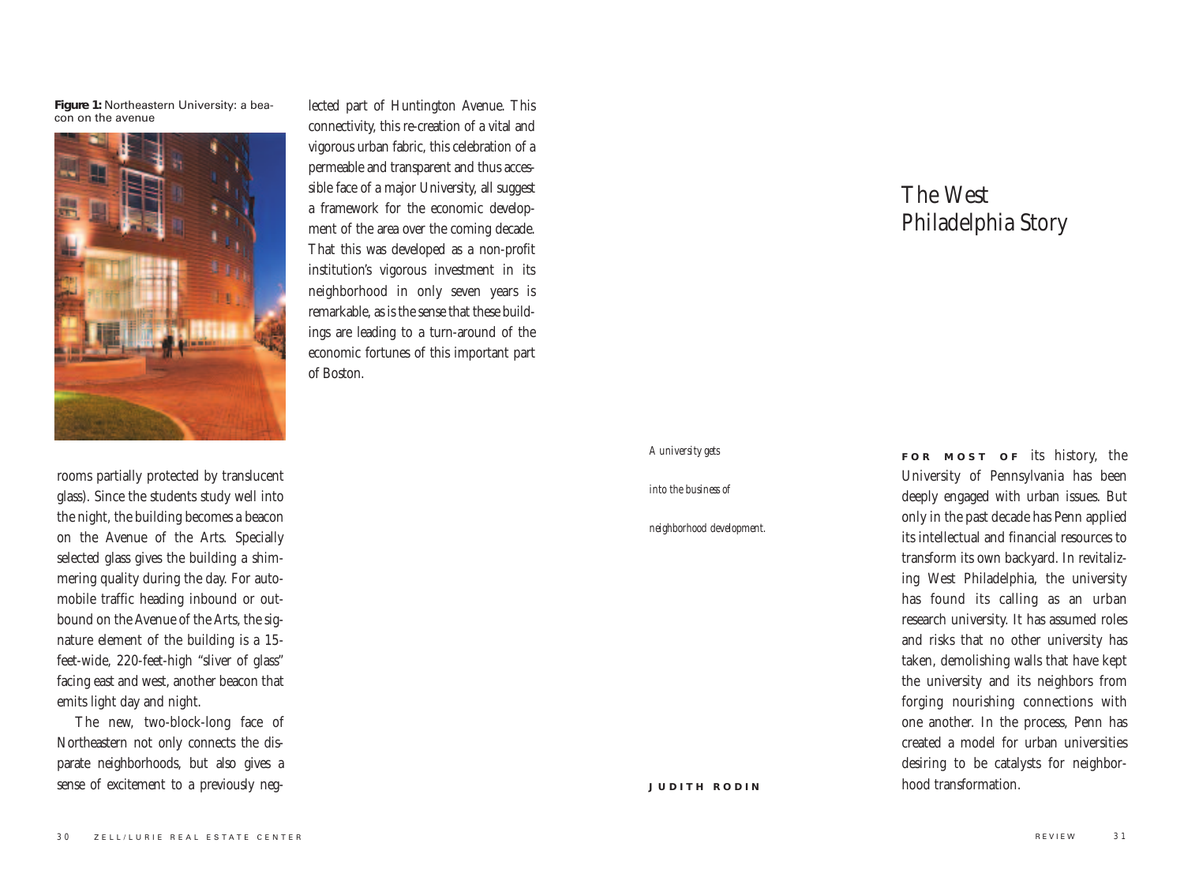**Figure 1:** Northeastern University: a beacon on the avenue

rooms partially protected by translucent glass). Since the students study well into the night, the building becomes a beacon on the Avenue of the Arts. Specially selected glass gives the building a shimmering quality during the day. For automobile traffic heading inbound or outbound on the Avenue of the Arts, the signature element of the building is a 15-feet-wide, 220-feet-high "sliver of glass" facing east and west, another beacon that emits light day and night.

The new, two-block-long face of Northeastern not only connects the disparate neighborhoods, but also gives a sense of excitement to a previously neglected part of Huntington Avenue. This connectivity, this re-creation of a vital and vigorous urban fabric, this celebration of a permeable and transparent and thus accessible face of a major University, all suggest a framework for the economic development of the area over the coming decade. That this was developed as a non-profit institution's vigorous investment in its neighborhood in only seven years is remarkable, as is the sense that these buildings are leading to a turn-around of the economic fortunes of this important part of Boston.

# The West Philadelphia Story

*A university gets into the business of neighborhood development.*

**JUDITH RODIN**

**FOR MOST OF** its history, the University of Pennsylvania has been deeply engaged with urban issues. But only in the past decade has Penn applied its intellectual and financial resources to transform its own backyard. In revitalizing West Philadelphia, the university has found its calling as an urban research university. It has assumed roles and risks that no other university has taken, demolishing walls that have kept the university and its neighbors from forging nourishing connections with one another. In the process, Penn has created a model for urban universities desiring to be catalysts for neighborhood transformation.